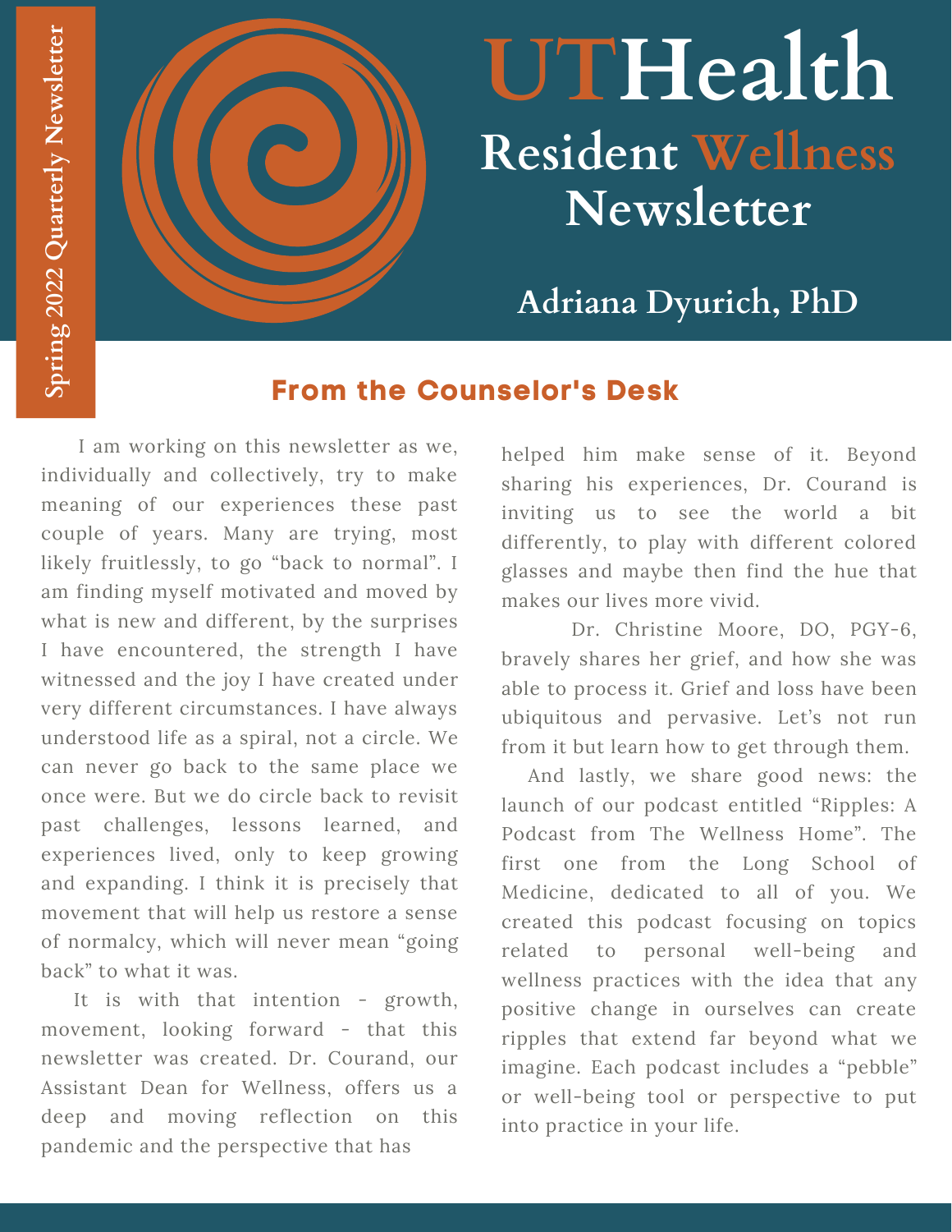Spring 2022 Quarterly Newsletter

# UTHealth Resident Wellness Newsletter

## Adriana Dyurich, PhD

### From the Counselor's Desk

I am working on this newsletter as we, individually and collectively, try to make meaning of our experiences these past couple of years. Many are trying, most likely fruitlessly, to go "back to normal". I am finding myself motivated and moved by what is new and different, by the surprises I have encountered, the strength I have witnessed and the joy I have created under very different circumstances. I have always understood life as a spiral, not a circle. We can never go back to the same place we once were. But we do circle back to revisit past challenges, lessons learned, and experiences lived, only to keep growing and expanding. I think it is precisely that movement that will help us restore a sense of normalcy, which will never mean "going back" to what it was.

It is with that intention - growth, movement, looking forward - that this newsletter was created. Dr. Courand, our Assistant Dean for Wellness, offers us a deep and moving reflection on this pandemic and the perspective that has helped him make sense of it. Beyond sharing his experiences, Dr. Courand is inviting us to see the world a bit differently, to play with different colored glasses and maybe then find the hue that makes our lives more vivid.

Dr. Christine Moore, DO, PGY-6, bravely shares her grief, and how she was able to process it. Grief and loss have been ubiquitous and pervasive. Let's not run from it but learn how to get through them.

And lastly, we share good news: the launch of our podcast entitled "Ripples: A Podcast from The Wellness Home". The first one from the Long School of Medicine, dedicated to all of you. We created this podcast focusing on topics related to personal well-being and wellness practices with the idea that any positive change in ourselves can create ripples that extend far beyond what we imagine. Each podcast includes a "pebble" or well-being tool or perspective to put into practice in your life.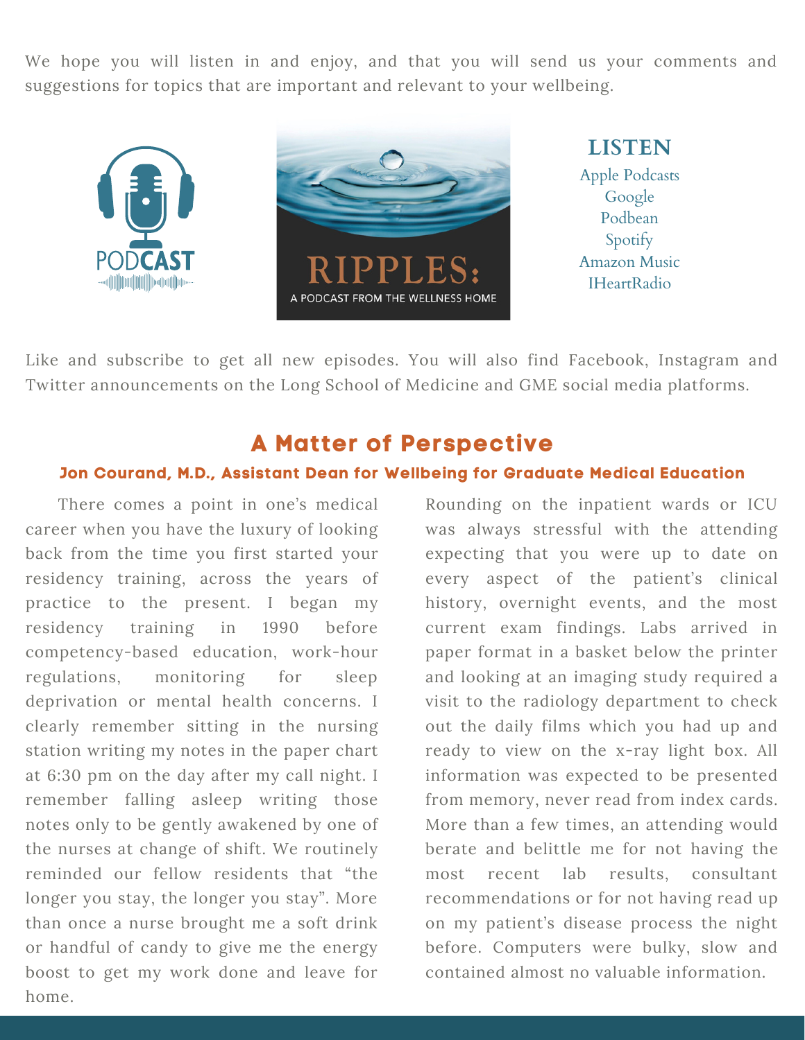We hope you will listen in and enjoy, and that you will send us your comments and suggestions for topics that are important and relevant to your wellbeing.

PODCAST

RIPPLES: A PODCAST FROM THE WELLNESS HOME

**LISTEN**

Apple Podcasts
Google
Podbean
Spotify
Amazon Music
IHeartRadio

Like and subscribe to get all new episodes. You will also find Facebook, Instagram and Twitter announcements on the Long School of Medicine and GME social media platforms.

## A Matter of Perspective

### Jon Courand, M.D., Assistant Dean for Wellbeing for Graduate Medical Education

There comes a point in one's medical career when you have the luxury of looking back from the time you first started your residency training, across the years of practice to the present. I began my residency training in 1990 before competency-based education, work-hour regulations, monitoring for sleep deprivation or mental health concerns. I clearly remember sitting in the nursing station writing my notes in the paper chart at 6:30 pm on the day after my call night. I remember falling asleep writing those notes only to be gently awakened by one of the nurses at change of shift. We routinely reminded our fellow residents that "the longer you stay, the longer you stay". More than once a nurse brought me a soft drink or handful of candy to give me the energy boost to get my work done and leave for home.

Rounding on the inpatient wards or ICU was always stressful with the attending expecting that you were up to date on every aspect of the patient's clinical history, overnight events, and the most current exam findings. Labs arrived in paper format in a basket below the printer and looking at an imaging study required a visit to the radiology department to check out the daily films which you had up and ready to view on the x-ray light box. All information was expected to be presented from memory, never read from index cards. More than a few times, an attending would berate and belittle me for not having the most recent lab results, consultant recommendations or for not having read up on my patient's disease process the night before. Computers were bulky, slow and contained almost no valuable information.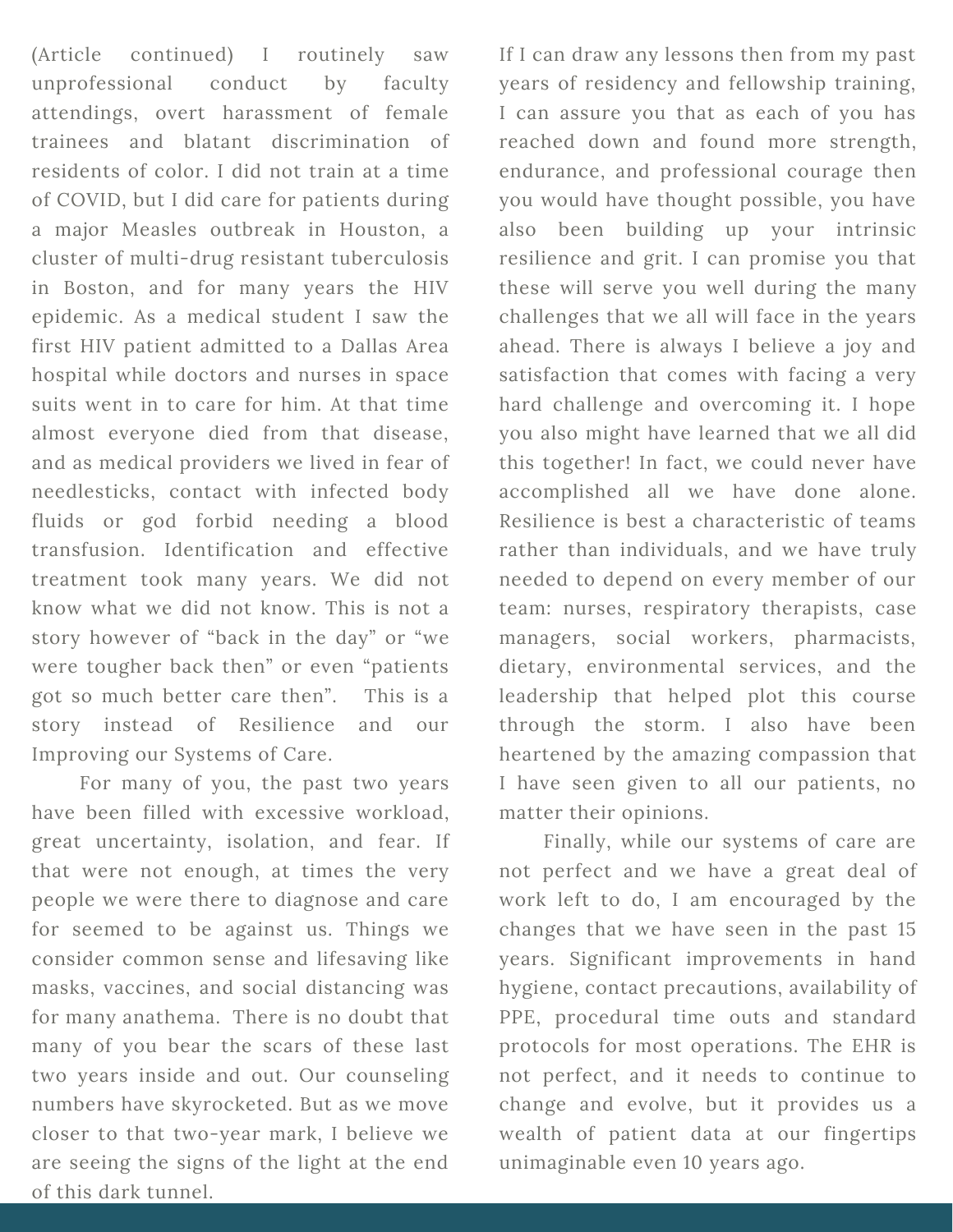(Article continued) I routinely saw unprofessional conduct by faculty attendings, overt harassment of female trainees and blatant discrimination of residents of color. I did not train at a time of COVID, but I did care for patients during a major Measles outbreak in Houston, a cluster of multi-drug resistant tuberculosis in Boston, and for many years the HIV epidemic. As a medical student I saw the first HIV patient admitted to a Dallas Area hospital while doctors and nurses in space suits went in to care for him. At that time almost everyone died from that disease, and as medical providers we lived in fear of needlesticks, contact with infected body fluids or god forbid needing a blood transfusion. Identification and effective treatment took many years. We did not know what we did not know. This is not a story however of "back in the day" or "we were tougher back then" or even "patients got so much better care then". This is a story instead of Resilience and our Improving our Systems of Care.

For many of you, the past two years have been filled with excessive workload, great uncertainty, isolation, and fear. If that were not enough, at times the very people we were there to diagnose and care for seemed to be against us. Things we consider common sense and lifesaving like masks, vaccines, and social distancing was for many anathema. There is no doubt that many of you bear the scars of these last two years inside and out. Our counseling numbers have skyrocketed. But as we move closer to that two-year mark, I believe we are seeing the signs of the light at the end of this dark tunnel.

If I can draw any lessons then from my past years of residency and fellowship training, I can assure you that as each of you has reached down and found more strength, endurance, and professional courage then you would have thought possible, you have also been building up your intrinsic resilience and grit. I can promise you that these will serve you well during the many challenges that we all will face in the years ahead. There is always I believe a joy and satisfaction that comes with facing a very hard challenge and overcoming it. I hope you also might have learned that we all did this together! In fact, we could never have accomplished all we have done alone. Resilience is best a characteristic of teams rather than individuals, and we have truly needed to depend on every member of our team: nurses, respiratory therapists, case managers, social workers, pharmacists, dietary, environmental services, and the leadership that helped plot this course through the storm. I also have been heartened by the amazing compassion that I have seen given to all our patients, no matter their opinions.

Finally, while our systems of care are not perfect and we have a great deal of work left to do, I am encouraged by the changes that we have seen in the past 15 years. Significant improvements in hand hygiene, contact precautions, availability of PPE, procedural time outs and standard protocols for most operations. The EHR is not perfect, and it needs to continue to change and evolve, but it provides us a wealth of patient data at our fingertips unimaginable even 10 years ago.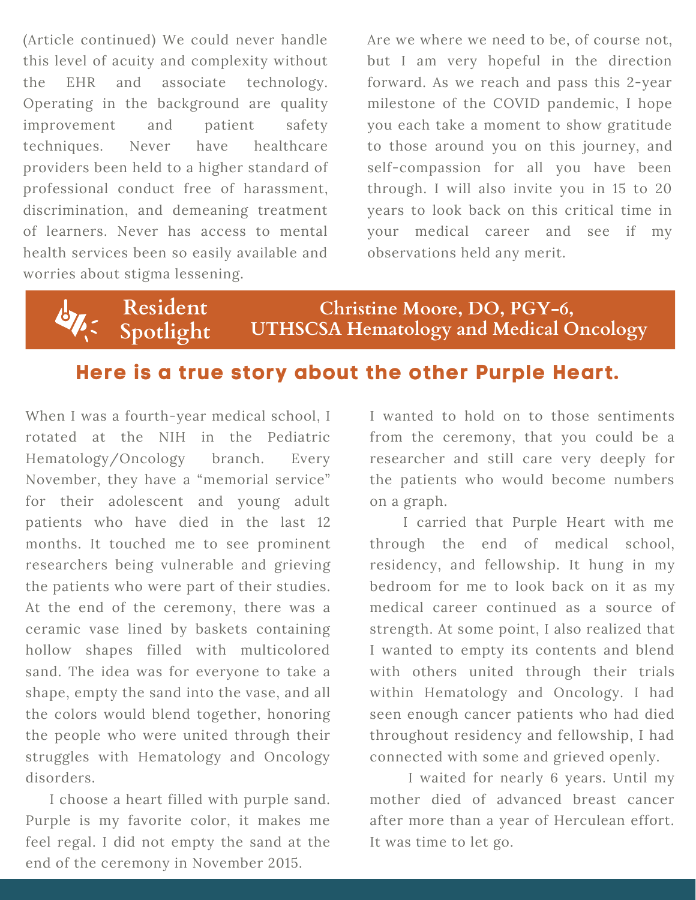(Article continued) We could never handle this level of acuity and complexity without the EHR and associate technology. Operating in the background are quality improvement and patient safety techniques. Never have healthcare providers been held to a higher standard of professional conduct free of harassment, discrimination, and demeaning treatment of learners. Never has access to mental health services been so easily available and worries about stigma lessening.

Are we where we need to be, of course not, but I am very hopeful in the direction forward. As we reach and pass this 2-year milestone of the COVID pandemic, I hope you each take a moment to show gratitude to those around you on this journey, and self-compassion for all you have been through. I will also invite you in 15 to 20 years to look back on this critical time in your medical career and see if my observations held any merit.

## Resident Spotlight

**Christine Moore, DO, PGY-6, UTHSCSA Hematology and Medical Oncology**

### Here is a true story about the other Purple Heart.

When I was a fourth-year medical school, I rotated at the NIH in the Pediatric Hematology/Oncology branch. Every November, they have a "memorial service" for their adolescent and young adult patients who have died in the last 12 months. It touched me to see prominent researchers being vulnerable and grieving the patients who were part of their studies. At the end of the ceremony, there was a ceramic vase lined by baskets containing hollow shapes filled with multicolored sand. The idea was for everyone to take a shape, empty the sand into the vase, and all the colors would blend together, honoring the people who were united through their struggles with Hematology and Oncology disorders.

I choose a heart filled with purple sand. Purple is my favorite color, it makes me feel regal. I did not empty the sand at the end of the ceremony in November 2015.

I wanted to hold on to those sentiments from the ceremony, that you could be a researcher and still care very deeply for the patients who would become numbers on a graph.

I carried that Purple Heart with me through the end of medical school, residency, and fellowship. It hung in my bedroom for me to look back on it as my medical career continued as a source of strength. At some point, I also realized that I wanted to empty its contents and blend with others united through their trials within Hematology and Oncology. I had seen enough cancer patients who had died throughout residency and fellowship, I had connected with some and grieved openly.

I waited for nearly 6 years. Until my mother died of advanced breast cancer after more than a year of Herculean effort. It was time to let go.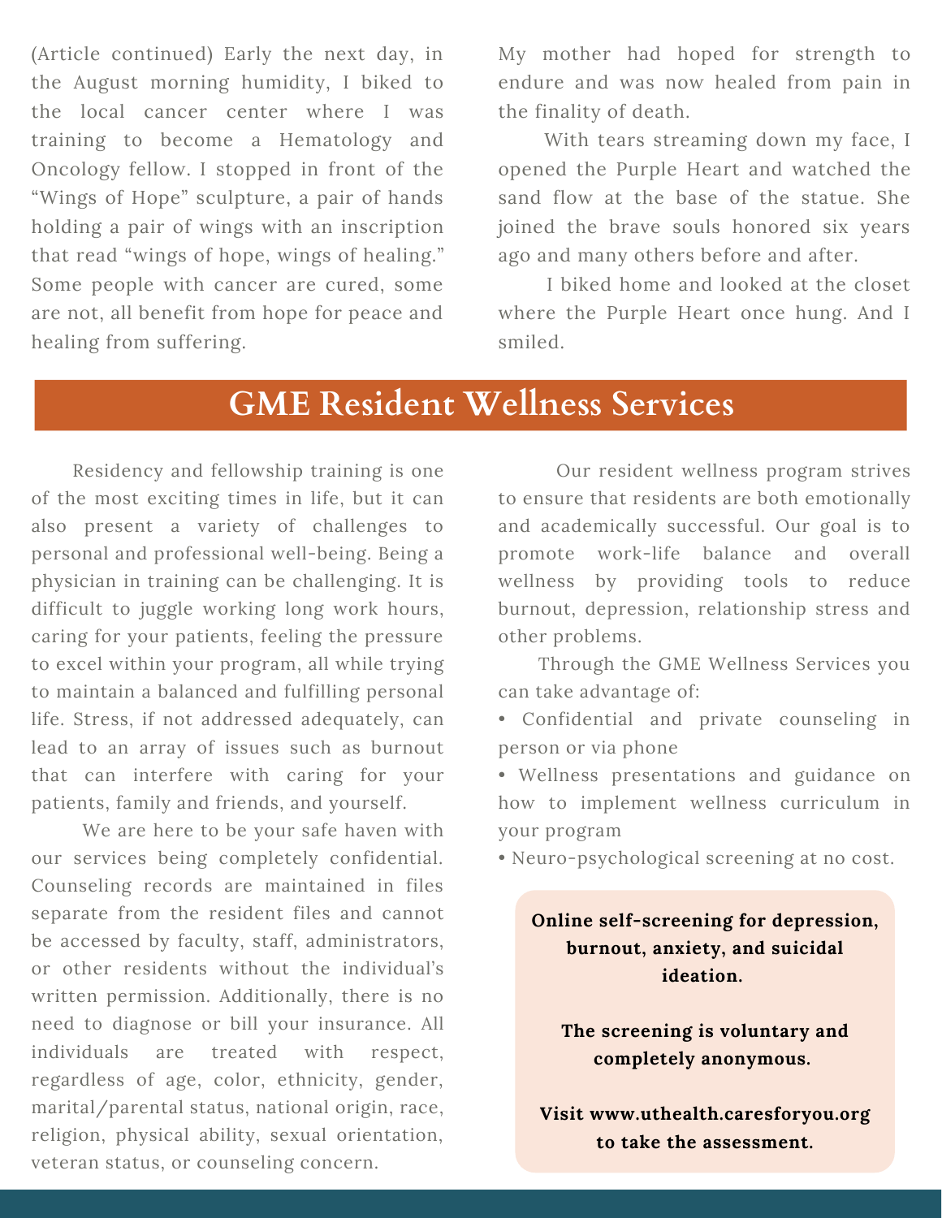(Article continued) Early the next day, in the August morning humidity, I biked to the local cancer center where I was training to become a Hematology and Oncology fellow. I stopped in front of the "Wings of Hope" sculpture, a pair of hands holding a pair of wings with an inscription that read "wings of hope, wings of healing." Some people with cancer are cured, some are not, all benefit from hope for peace and healing from suffering.

My mother had hoped for strength to endure and was now healed from pain in the finality of death.

With tears streaming down my face, I opened the Purple Heart and watched the sand flow at the base of the statue. She joined the brave souls honored six years ago and many others before and after.

I biked home and looked at the closet where the Purple Heart once hung. And I smiled.

## GME Resident Wellness Services

Residency and fellowship training is one of the most exciting times in life, but it can also present a variety of challenges to personal and professional well-being. Being a physician in training can be challenging. It is difficult to juggle working long work hours, caring for your patients, feeling the pressure to excel within your program, all while trying to maintain a balanced and fulfilling personal life. Stress, if not addressed adequately, can lead to an array of issues such as burnout that can interfere with caring for your patients, family and friends, and yourself.

We are here to be your safe haven with our services being completely confidential. Counseling records are maintained in files separate from the resident files and cannot be accessed by faculty, staff, administrators, or other residents without the individual's written permission. Additionally, there is no need to diagnose or bill your insurance. All individuals are treated with respect, regardless of age, color, ethnicity, gender, marital/parental status, national origin, race, religion, physical ability, sexual orientation, veteran status, or counseling concern.

Our resident wellness program strives to ensure that residents are both emotionally and academically successful. Our goal is to promote work-life balance and overall wellness by providing tools to reduce burnout, depression, relationship stress and other problems.

Through the GME Wellness Services you can take advantage of:

- Confidential and private counseling in person or via phone
- Wellness presentations and guidance on how to implement wellness curriculum in your program
- Neuro-psychological screening at no cost.

**Online self-screening for depression, burnout, anxiety, and suicidal ideation.**

**The screening is voluntary and completely anonymous.**

**Visit www.uthealth.caresforyou.org to take the assessment.**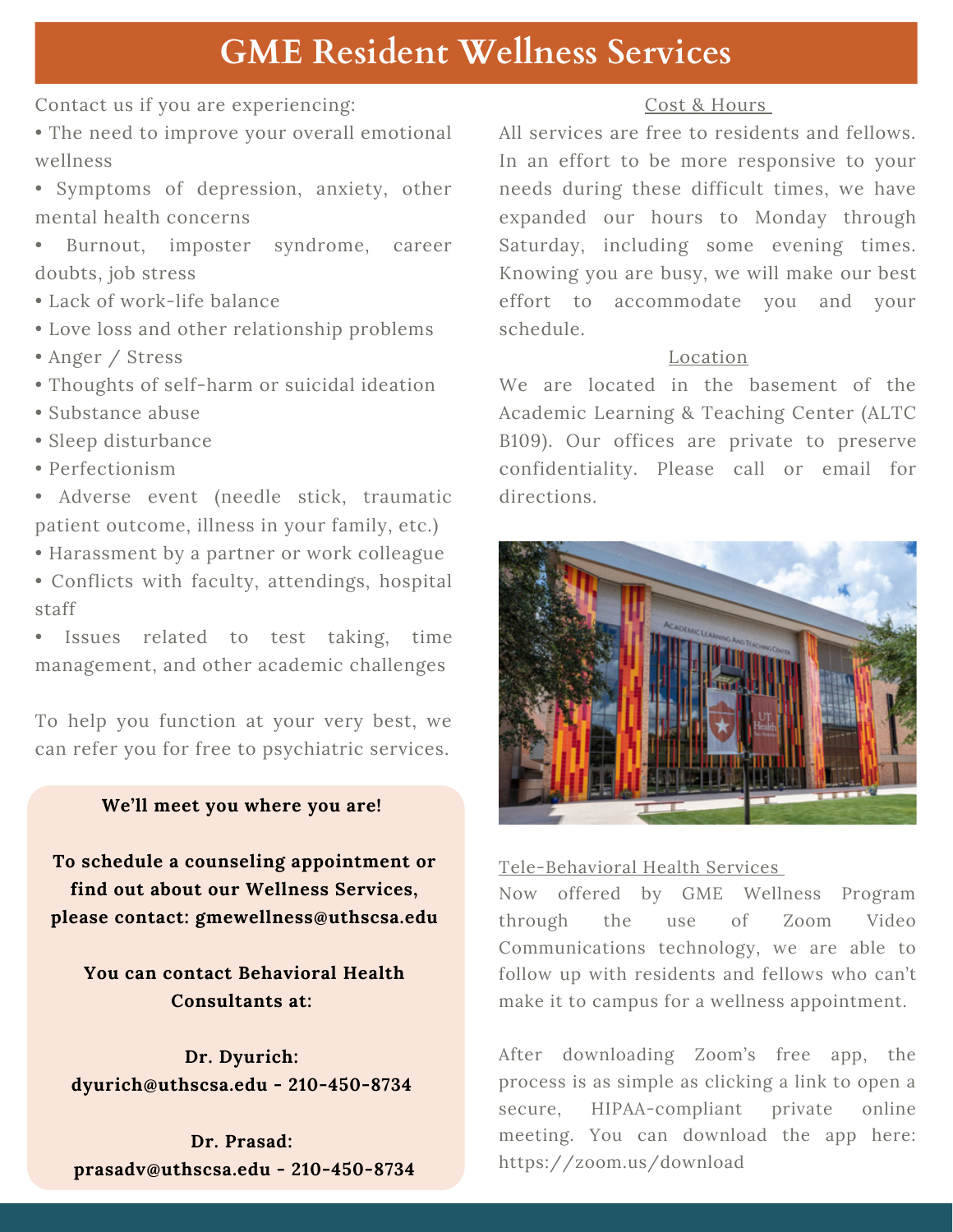# GME Resident Wellness Services

Contact us if you are experiencing:

- The need to improve your overall emotional wellness
- Symptoms of depression, anxiety, other mental health concerns
- Burnout, imposter syndrome, career doubts, job stress
- Lack of work-life balance
- Love loss and other relationship problems
- Anger / Stress
- Thoughts of self-harm or suicidal ideation
- Substance abuse
- Sleep disturbance
- Perfectionism
- Adverse event (needle stick, traumatic patient outcome, illness in your family, etc.)
- Harassment by a partner or work colleague
- Conflicts with faculty, attendings, hospital staff
- Issues related to test taking, time management, and other academic challenges

To help you function at your very best, we can refer you for free to psychiatric services.

**We'll meet you where you are!**

**To schedule a counseling appointment or find out about our Wellness Services, please contact: gmewellness@uthscsa.edu**

**You can contact Behavioral Health Consultants at:**

**Dr. Dyurich: dyurich@uthscsa.edu - 210-450-8734**

**Dr. Prasad: prasadv@uthscsa.edu - 210-450-8734**

## Cost & Hours

All services are free to residents and fellows. In an effort to be more responsive to your needs during these difficult times, we have expanded our hours to Monday through Saturday, including some evening times. Knowing you are busy, we will make our best effort to accommodate you and your schedule.

## Location

We are located in the basement of the Academic Learning & Teaching Center (ALTC B109). Our offices are private to preserve confidentiality. Please call or email for directions.

## Tele-Behavioral Health Services

Now offered by GME Wellness Program through the use of Zoom Video Communications technology, we are able to follow up with residents and fellows who can't make it to campus for a wellness appointment.

After downloading Zoom's free app, the process is as simple as clicking a link to open a secure, HIPAA-compliant private online meeting. You can download the app here: https://zoom.us/download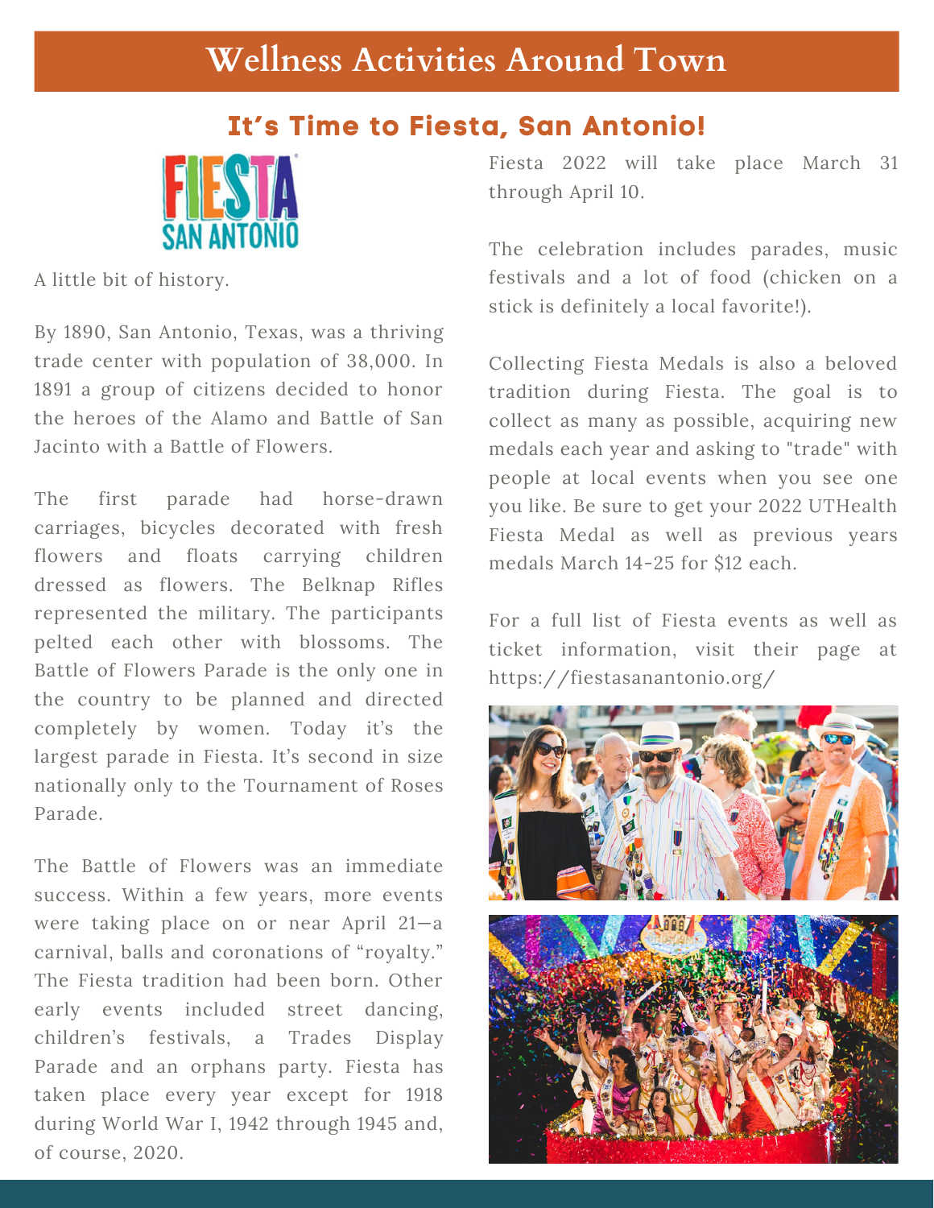# Wellness Activities Around Town

## It's Time to Fiesta, San Antonio!

A little bit of history.

By 1890, San Antonio, Texas, was a thriving trade center with population of 38,000. In 1891 a group of citizens decided to honor the heroes of the Alamo and Battle of San Jacinto with a Battle of Flowers.

The first parade had horse-drawn carriages, bicycles decorated with fresh flowers and floats carrying children dressed as flowers. The Belknap Rifles represented the military. The participants pelted each other with blossoms. The Battle of Flowers Parade is the only one in the country to be planned and directed completely by women. Today it's the largest parade in Fiesta. It's second in size nationally only to the Tournament of Roses Parade.

The Battle of Flowers was an immediate success. Within a few years, more events were taking place on or near April 21—a carnival, balls and coronations of "royalty." The Fiesta tradition had been born. Other early events included street dancing, children's festivals, a Trades Display Parade and an orphans party. Fiesta has taken place every year except for 1918 during World War I, 1942 through 1945 and, of course, 2020.

Fiesta 2022 will take place March 31 through April 10.

The celebration includes parades, music festivals and a lot of food (chicken on a stick is definitely a local favorite!).

Collecting Fiesta Medals is also a beloved tradition during Fiesta. The goal is to collect as many as possible, acquiring new medals each year and asking to "trade" with people at local events when you see one you like. Be sure to get your 2022 UTHealth Fiesta Medal as well as previous years medals March 14-25 for $12 each.

For a full list of Fiesta events as well as ticket information, visit their page at https://fiestasanantonio.org/